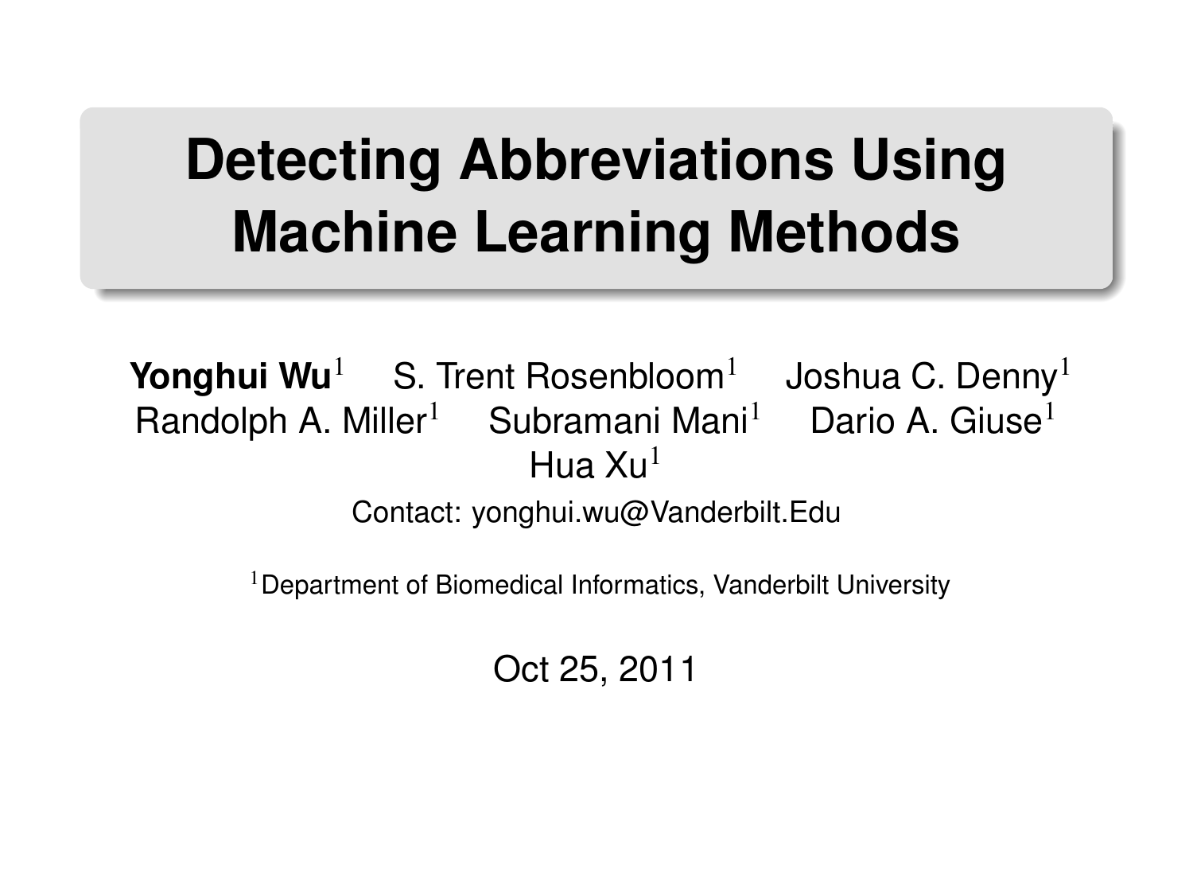# Detecting Abbreviations Using Machine Learning Methods

**Yonghui Wu**[1] S. Trent Rosenbloom[1] Joshua C. Denny[1]
Randolph A. Miller[1] Subramani Mani[1] Dario A. Giuse[1]
Hua Xu[1]

Contact: yonghui.wu@Vanderbilt.Edu

[1]Department of Biomedical Informatics, Vanderbilt University

Oct 25, 2011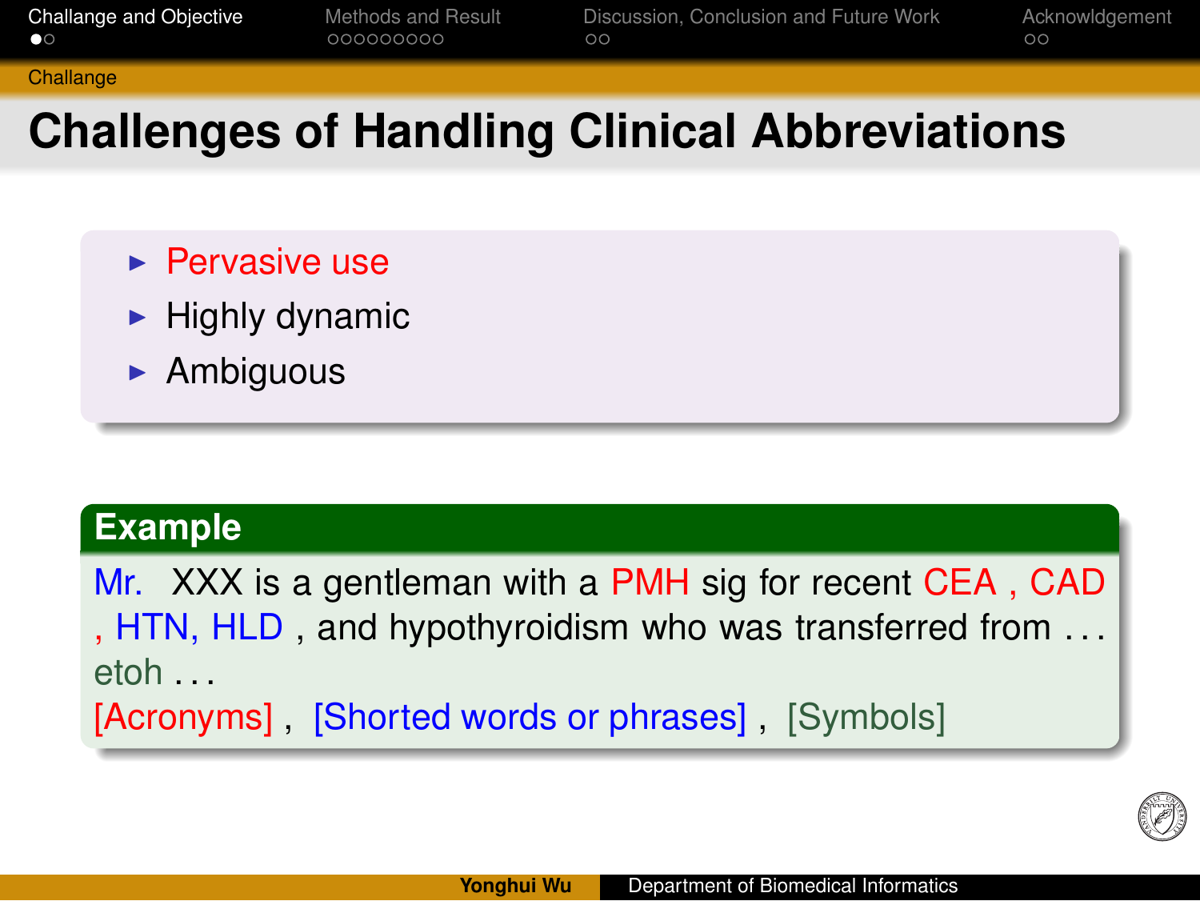# Challenges of Handling Clinical Abbreviations

- Pervasive use
- Highly dynamic
- Ambiguous

**Example**

Mr. XXX is a gentleman with a PMH sig for recent CEA , CAD , HTN, HLD , and hypothyroidism who was transferred from . . . etoh . . .

[Acronyms] , [Shorted words or phrases] , [Symbols]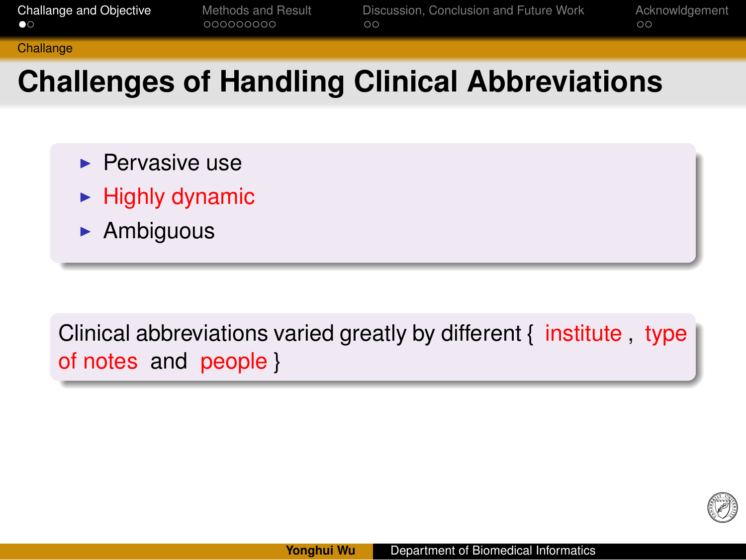# Challenges of Handling Clinical Abbreviations

- Pervasive use
- Highly dynamic
- Ambiguous

Clinical abbreviations varied greatly by different { institute , type of notes and people }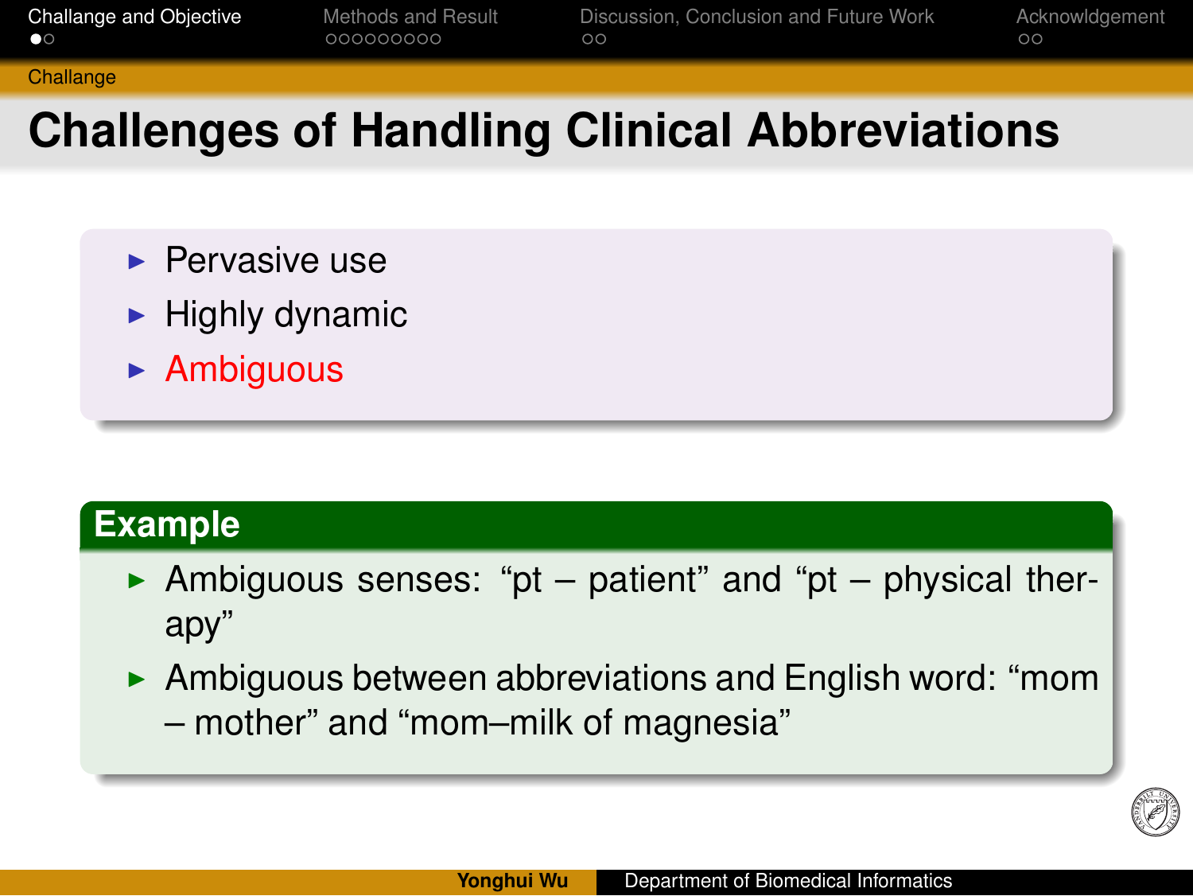# Challenges of Handling Clinical Abbreviations

- Pervasive use
- Highly dynamic
- Ambiguous

## Example

- Ambiguous senses: “pt – patient” and “pt – physical therapy”
- Ambiguous between abbreviations and English word: “mom – mother” and “mom–milk of magnesia”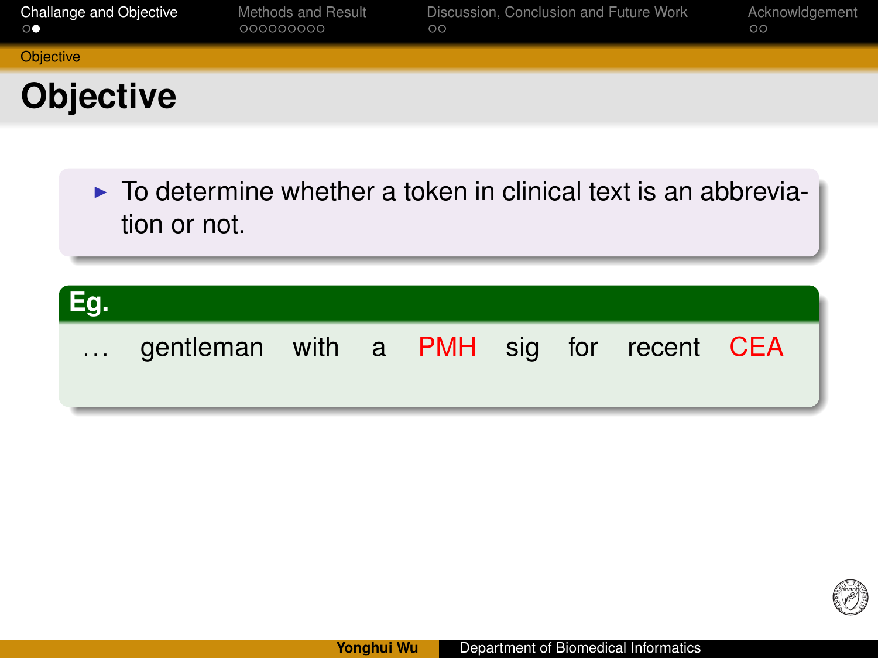# Objective

- To determine whether a token in clinical text is an abbreviation or not.

**Eg.**

… gentleman with a PMH sig for recent CEA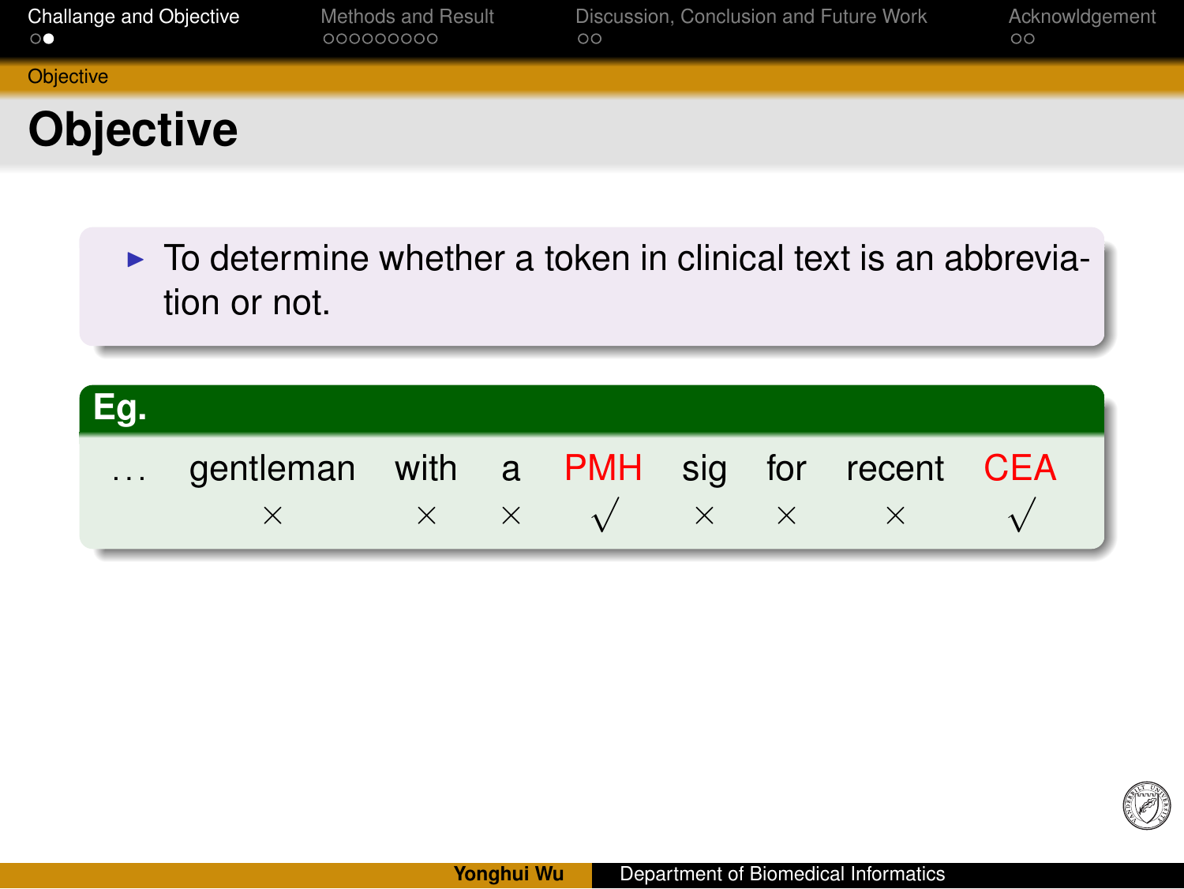# Objective

- To determine whether a token in clinical text is an abbreviation or not.

**Eg.**

| … | gentleman | with | a | PMH | sig | for | recent | CEA |
|---|---|---|---|---|---|---|---|---|
| | $\times$ | $\times$ | $\times$ | $\surd$ | $\times$ | $\times$ | $\times$ | $\surd$ |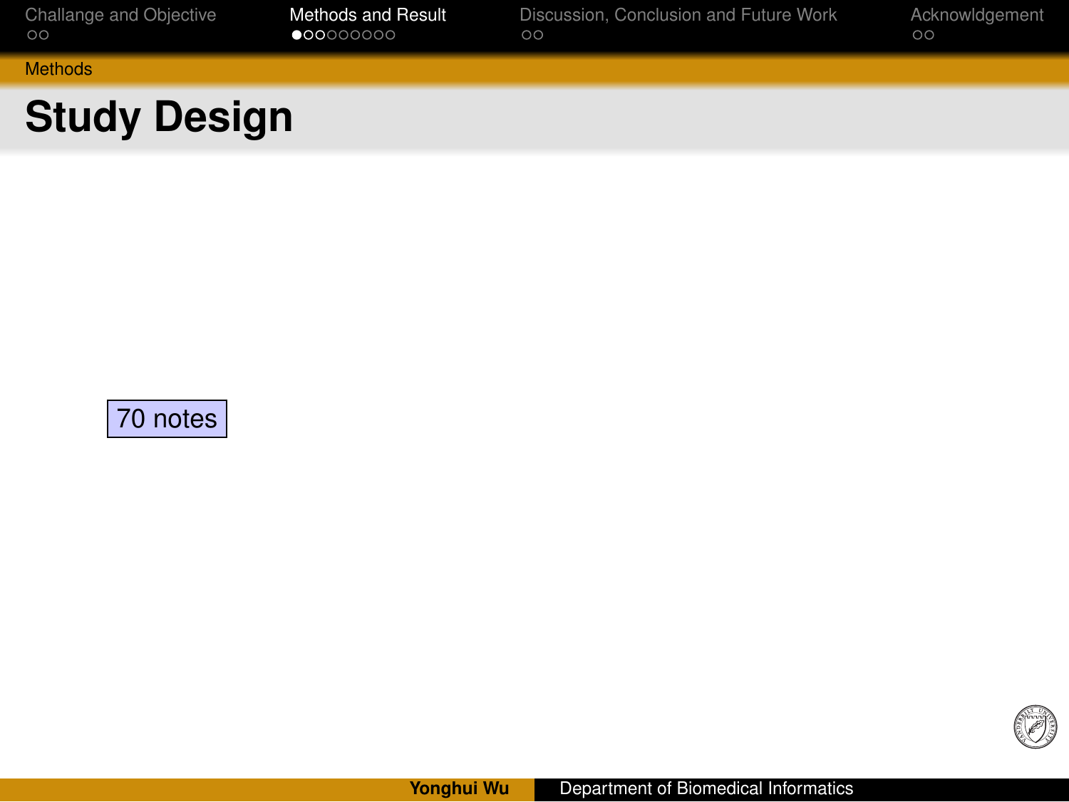## Study Design

70 notes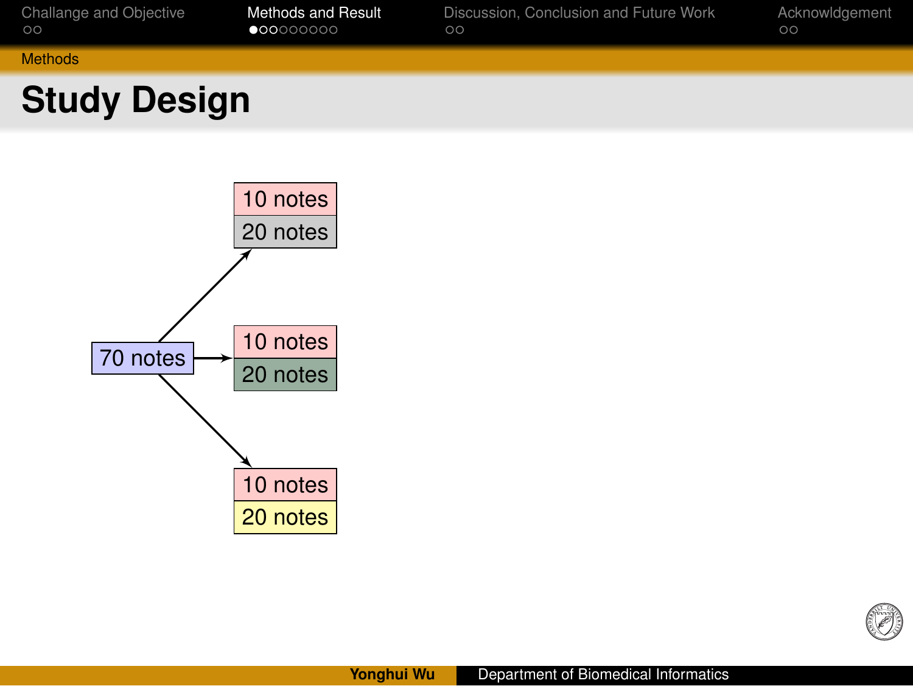## Methods

# Study Design

70 notes

10 notes

20 notes

10 notes

20 notes

10 notes

20 notes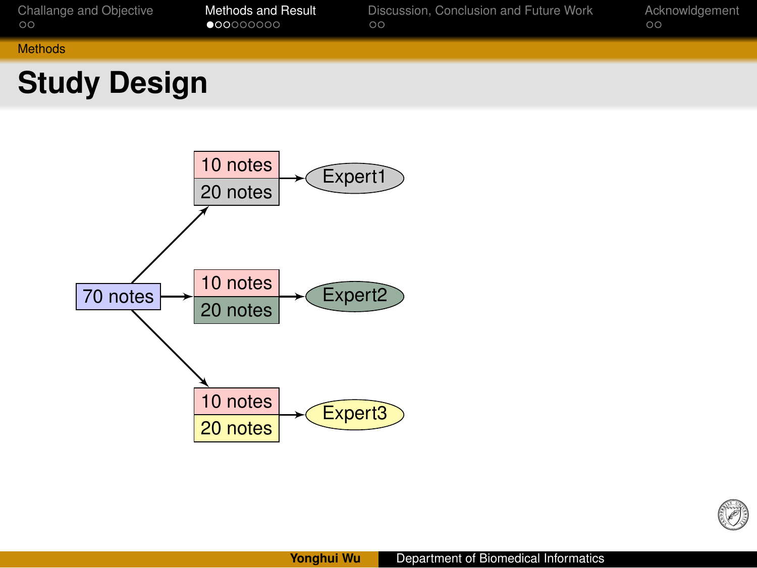## Methods

# Study Design

70 notes

10 notes
20 notes
Expert1

10 notes
20 notes
Expert2

10 notes
20 notes
Expert3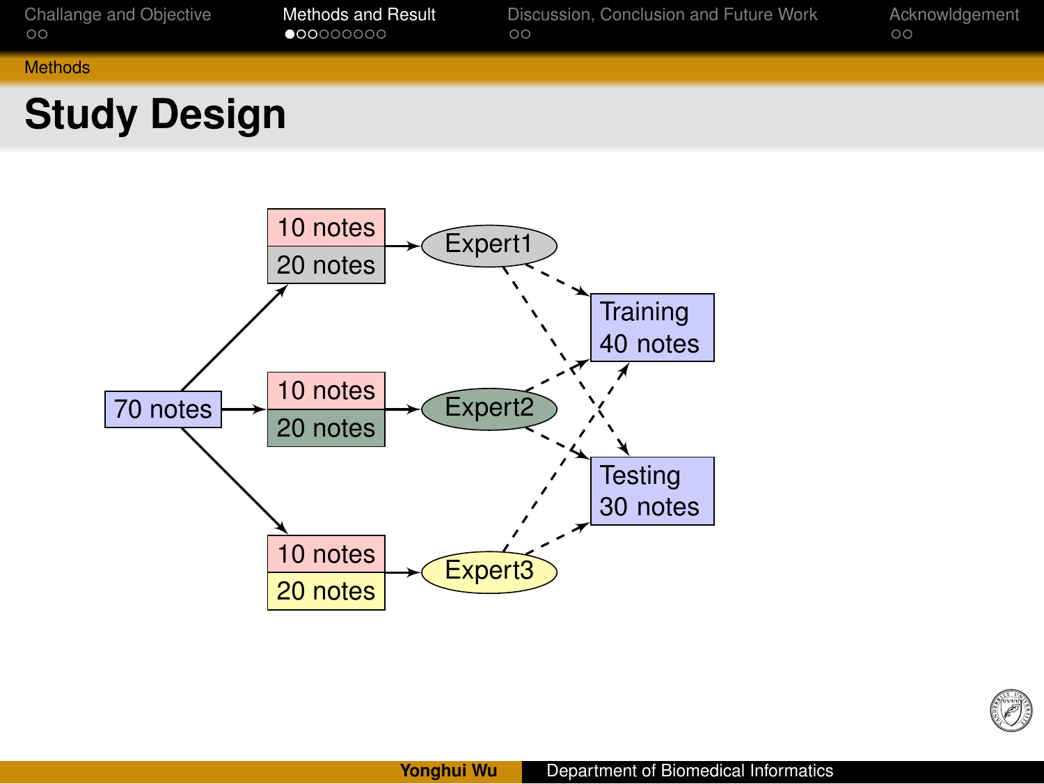## Methods

# Study Design

70 notes

10 notes
20 notes

10 notes
20 notes

10 notes
20 notes

Expert1

Expert2

Expert3

Training
40 notes

Testing
30 notes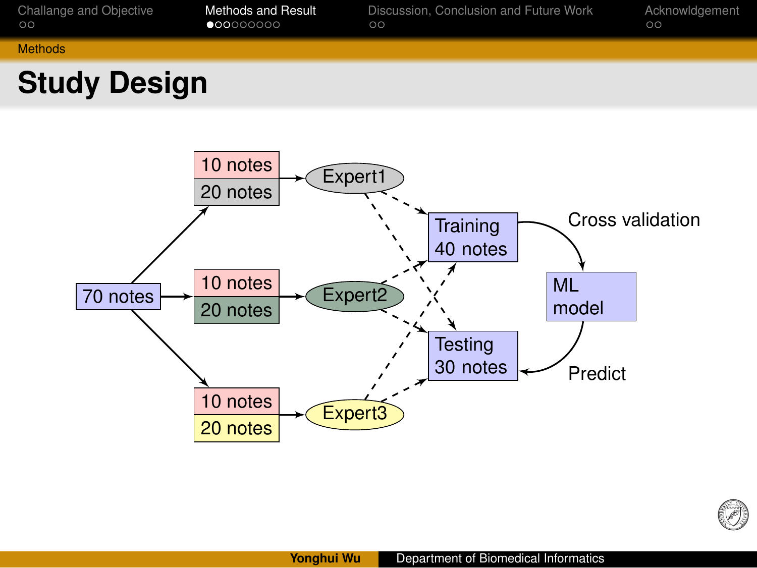# Study Design

70 notes → 10 notes / 20 notes → Expert1

70 notes → 10 notes / 20 notes → Expert2

70 notes → 10 notes / 20 notes → Expert3

Expert1, Expert2, Expert3 → Training 40 notes

Expert1, Expert2, Expert3 → Testing 30 notes

Training 40 notes → Cross validation → ML model

ML model → Predict → Testing 30 notes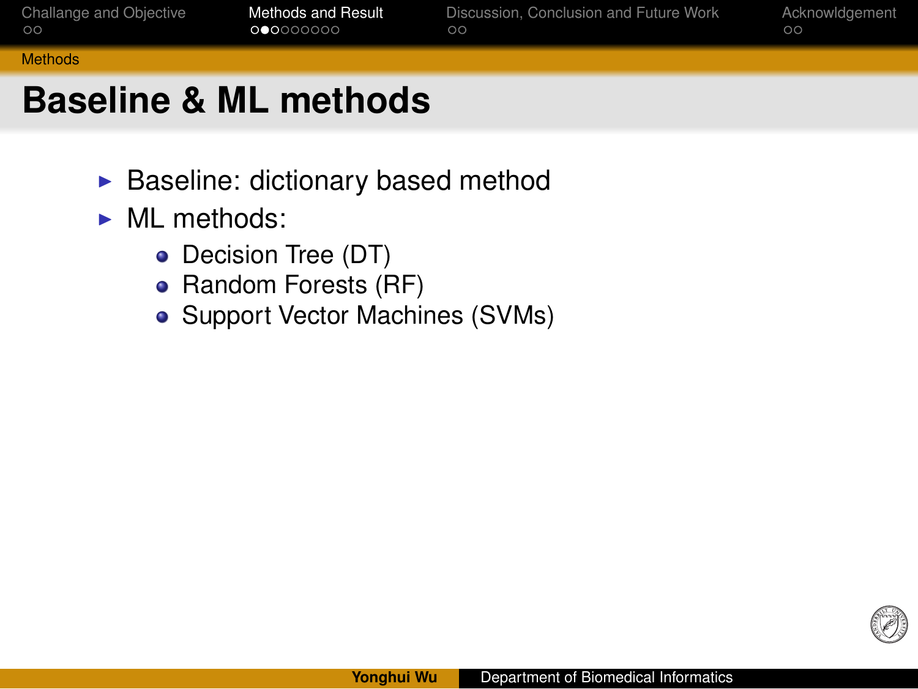# Baseline & ML methods

- Baseline: dictionary based method
- ML methods:
  - Decision Tree (DT)
  - Random Forests (RF)
  - Support Vector Machines (SVMs)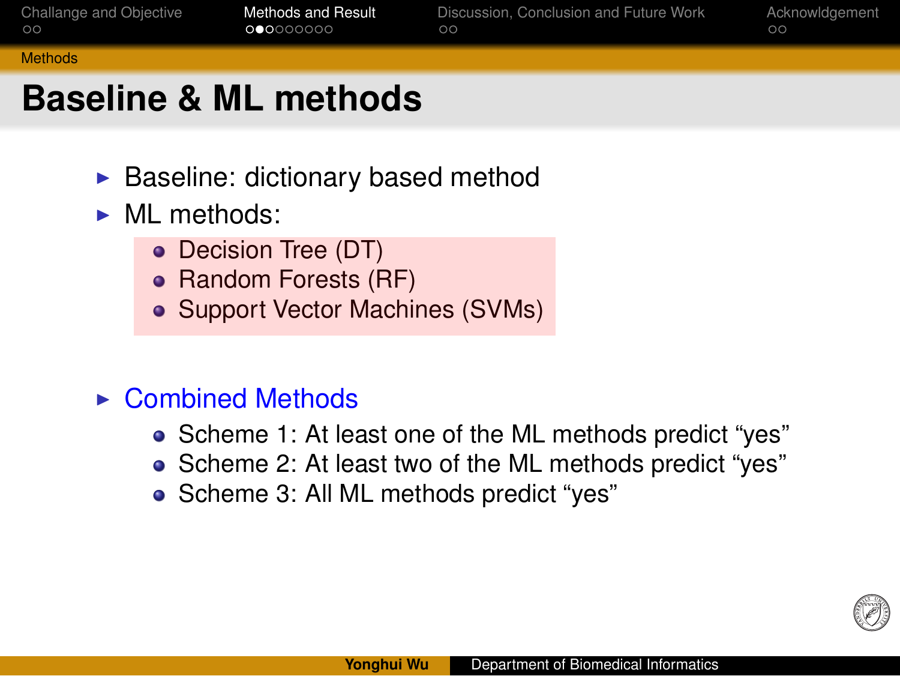# Baseline & ML methods

- Baseline: dictionary based method
- ML methods:
  - Decision Tree (DT)
  - Random Forests (RF)
  - Support Vector Machines (SVMs)
- Combined Methods
  - Scheme 1: At least one of the ML methods predict “yes”
  - Scheme 2: At least two of the ML methods predict “yes”
  - Scheme 3: All ML methods predict “yes”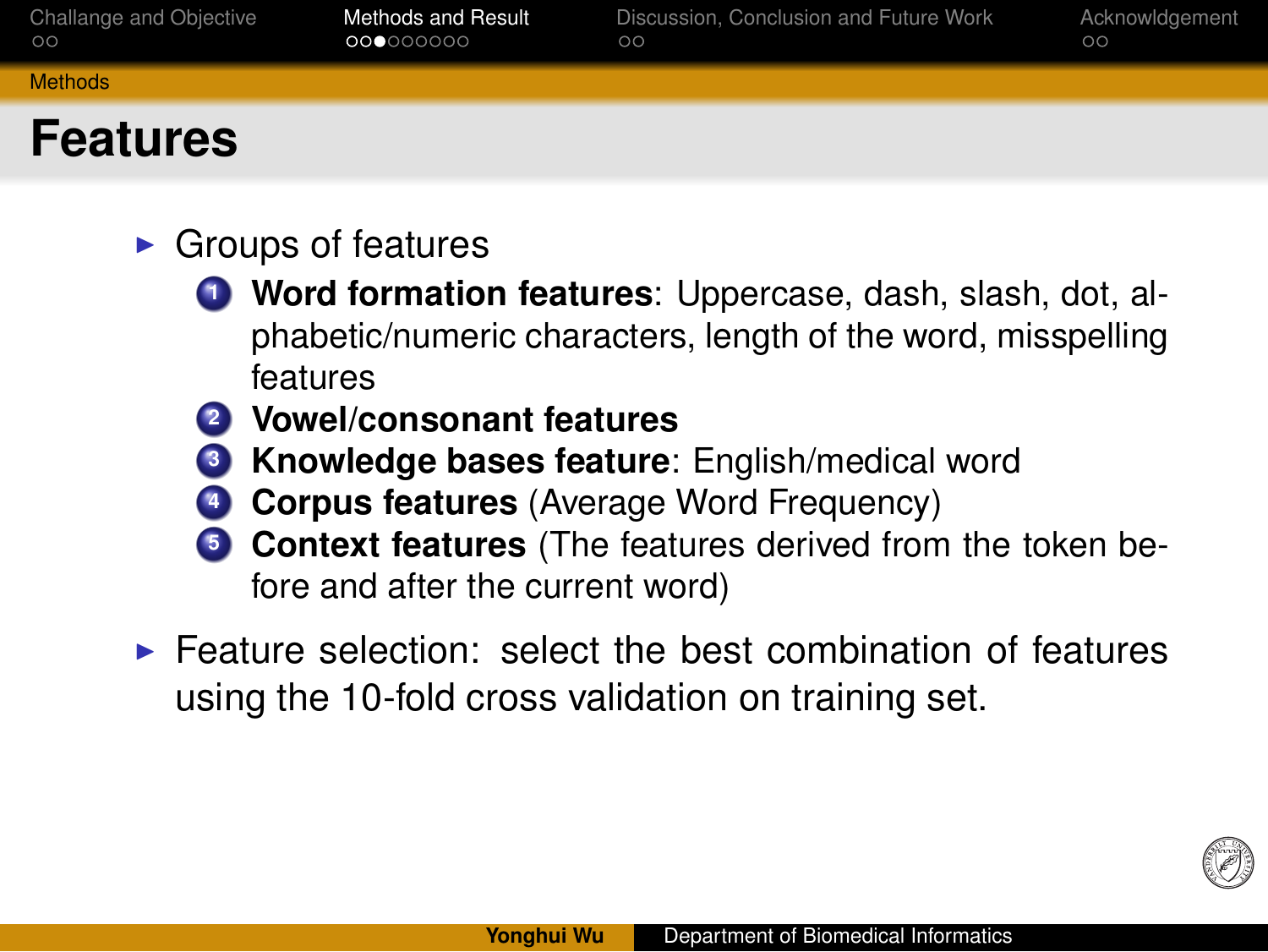# Features

- Groups of features
  1. **Word formation features**: Uppercase, dash, slash, dot, alphabetic/numeric characters, length of the word, misspelling features
  2. **Vowel/consonant features**
  3. **Knowledge bases feature**: English/medical word
  4. **Corpus features** (Average Word Frequency)
  5. **Context features** (The features derived from the token before and after the current word)
- Feature selection: select the best combination of features using the 10-fold cross validation on training set.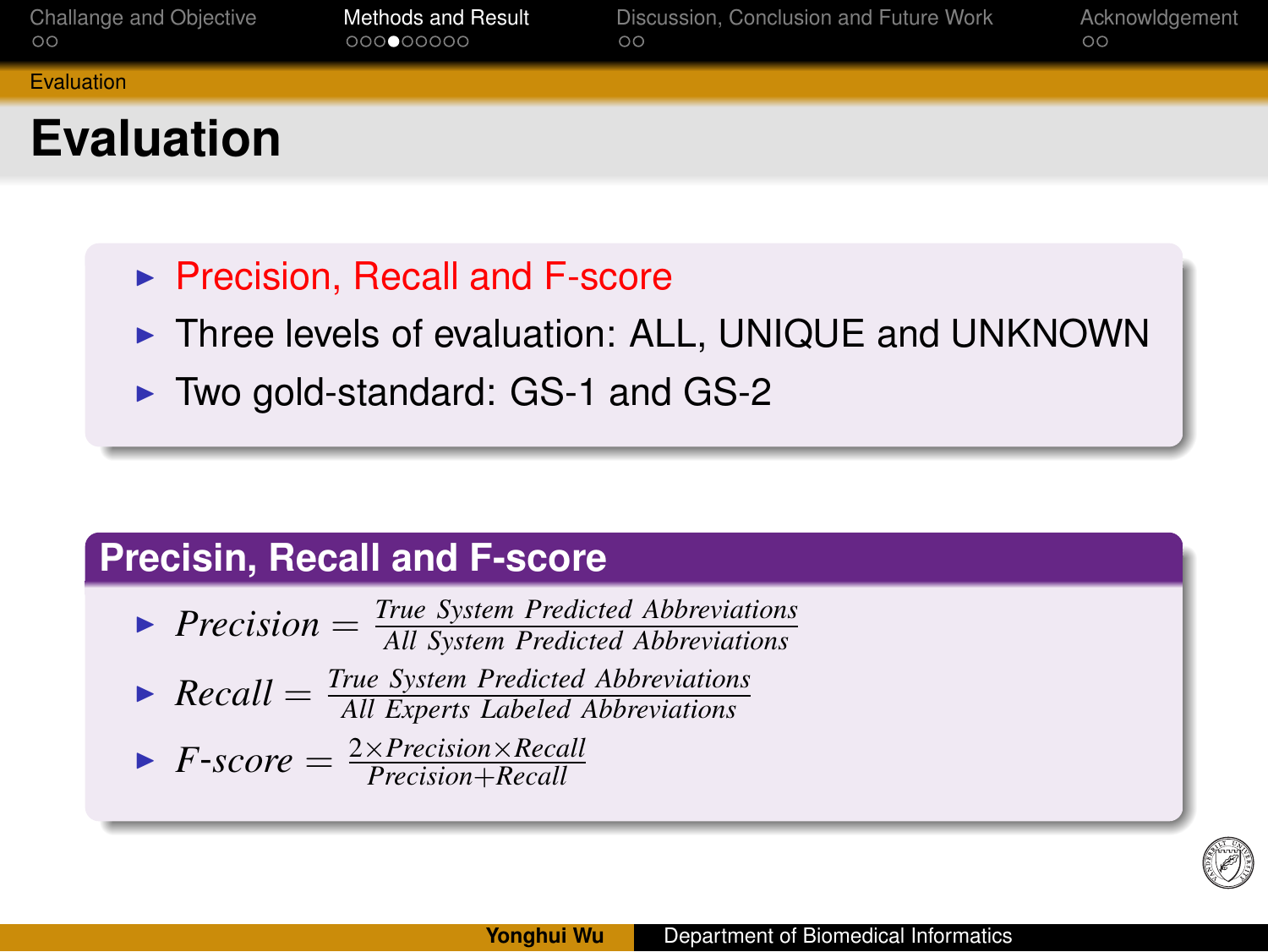# Evaluation

- Precision, Recall and F-score
- Three levels of evaluation: ALL, UNIQUE and UNKNOWN
- Two gold-standard: GS-1 and GS-2

## Precisin, Recall and F-score

- $Precision = \frac{True\ System\ Predicted\ Abbreviations}{All\ System\ Predicted\ Abbreviations}$
- $Recall = \frac{True\ System\ Predicted\ Abbreviations}{All\ Experts\ Labeled\ Abbreviations}$
- $F\text{-}score = \frac{2 \times Precision \times Recall}{Precision + Recall}$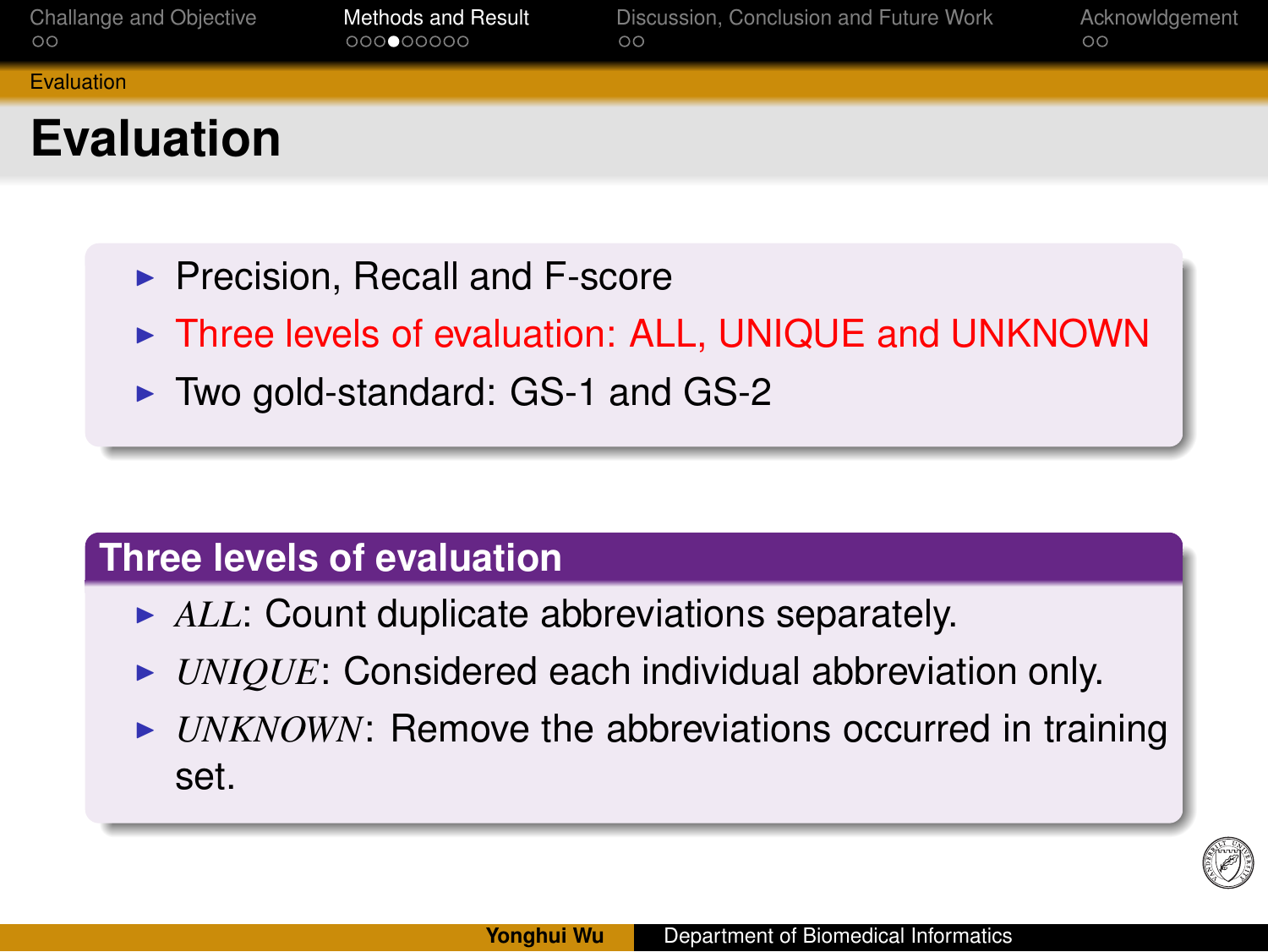# Evaluation

- Precision, Recall and F-score
- Three levels of evaluation: ALL, UNIQUE and UNKNOWN
- Two gold-standard: GS-1 and GS-2

## Three levels of evaluation

- *ALL*: Count duplicate abbreviations separately.
- *UNIQUE*: Considered each individual abbreviation only.
- *UNKNOWN*: Remove the abbreviations occurred in training set.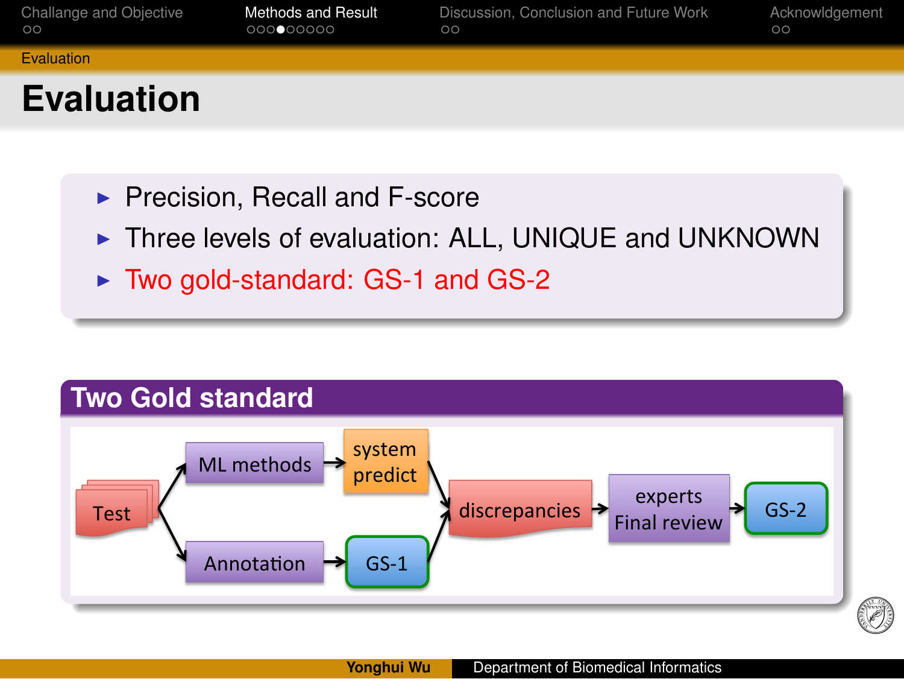# Evaluation

- Precision, Recall and F-score
- Three levels of evaluation: ALL, UNIQUE and UNKNOWN
- Two gold-standard: GS-1 and GS-2

## Two Gold standard

Test → ML methods → system predict → discrepancies → experts Final review → GS-2

Test → Annotation → GS-1 → discrepancies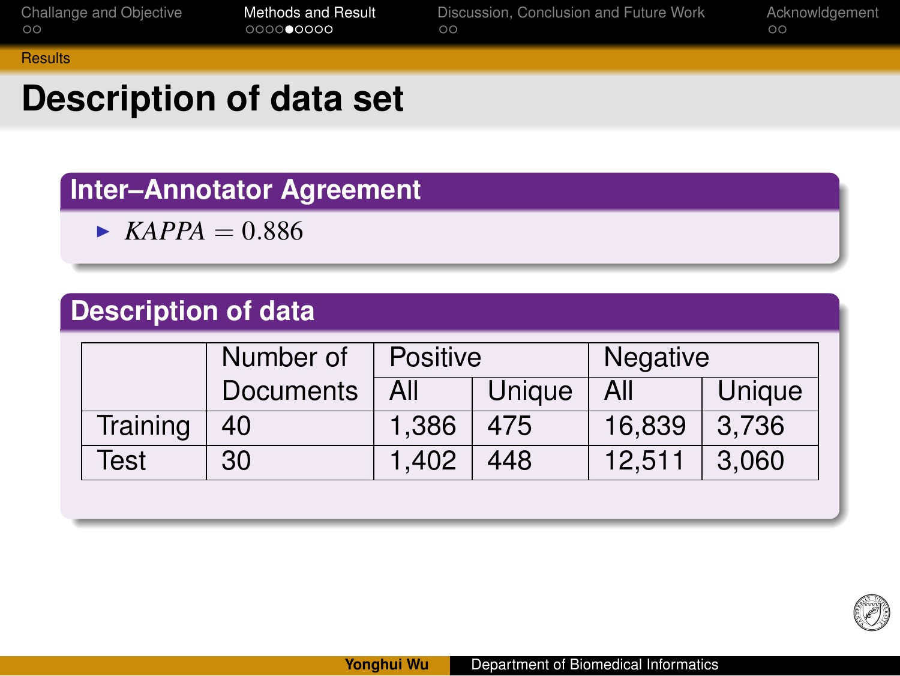# Description of data set

## Inter–Annotator Agreement

- $KAPPA = 0.886$

## Description of data

| | Number of Documents | Positive | | Negative | |
|---|---|---|---|---|---|
| | | All | Unique | All | Unique |
| Training | 40 | 1,386 | 475 | 16,839 | 3,736 |
| Test | 30 | 1,402 | 448 | 12,511 | 3,060 |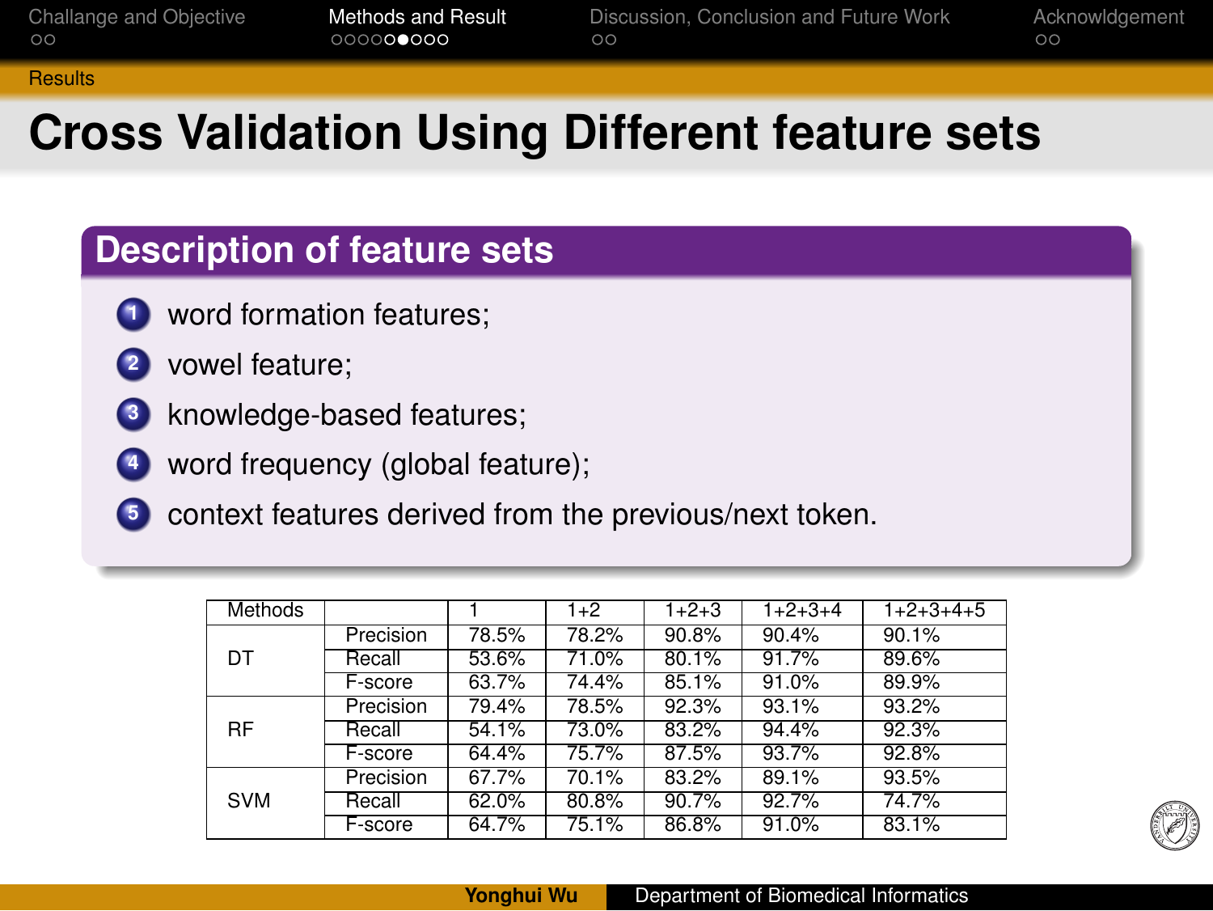## Cross Validation Using Different feature sets

### Description of feature sets

1. word formation features;
2. vowel feature;
3. knowledge-based features;
4. word frequency (global feature);
5. context features derived from the previous/next token.

| Methods | | 1 | 1+2 | 1+2+3 | 1+2+3+4 | 1+2+3+4+5 |
|---|---|---|---|---|---|---|
| DT | Precision | 78.5% | 78.2% | 90.8% | 90.4% | 90.1% |
| | Recall | 53.6% | 71.0% | 80.1% | 91.7% | 89.6% |
| | F-score | 63.7% | 74.4% | 85.1% | 91.0% | 89.9% |
| RF | Precision | 79.4% | 78.5% | 92.3% | 93.1% | 93.2% |
| | Recall | 54.1% | 73.0% | 83.2% | 94.4% | 92.3% |
| | F-score | 64.4% | 75.7% | 87.5% | 93.7% | 92.8% |
| SVM | Precision | 67.7% | 70.1% | 83.2% | 89.1% | 93.5% |
| | Recall | 62.0% | 80.8% | 90.7% | 92.7% | 74.7% |
| | F-score | 64.7% | 75.1% | 86.8% | 91.0% | 83.1% |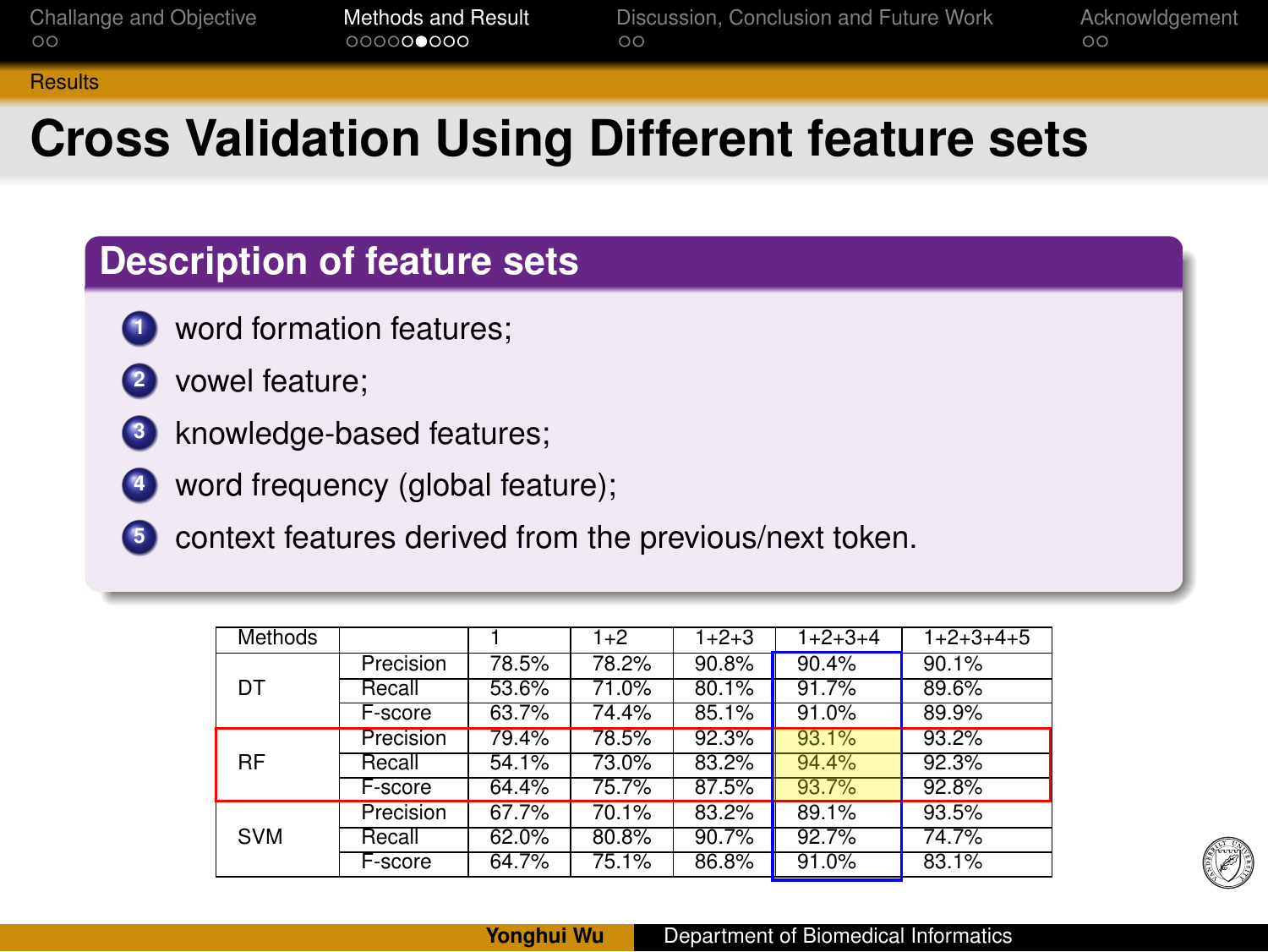## Cross Validation Using Different feature sets

### Description of feature sets

1. word formation features;
2. vowel feature;
3. knowledge-based features;
4. word frequency (global feature);
5. context features derived from the previous/next token.

| Methods | | 1 | 1+2 | 1+2+3 | 1+2+3+4 | 1+2+3+4+5 |
|---|---|---|---|---|---|---|
| DT | Precision | 78.5% | 78.2% | 90.8% | 90.4% | 90.1% |
| | Recall | 53.6% | 71.0% | 80.1% | 91.7% | 89.6% |
| | F-score | 63.7% | 74.4% | 85.1% | 91.0% | 89.9% |
| RF | Precision | 79.4% | 78.5% | 92.3% | 93.1% | 93.2% |
| | Recall | 54.1% | 73.0% | 83.2% | 94.4% | 92.3% |
| | F-score | 64.4% | 75.7% | 87.5% | 93.7% | 92.8% |
| SVM | Precision | 67.7% | 70.1% | 83.2% | 89.1% | 93.5% |
| | Recall | 62.0% | 80.8% | 90.7% | 92.7% | 74.7% |
| | F-score | 64.7% | 75.1% | 86.8% | 91.0% | 83.1% |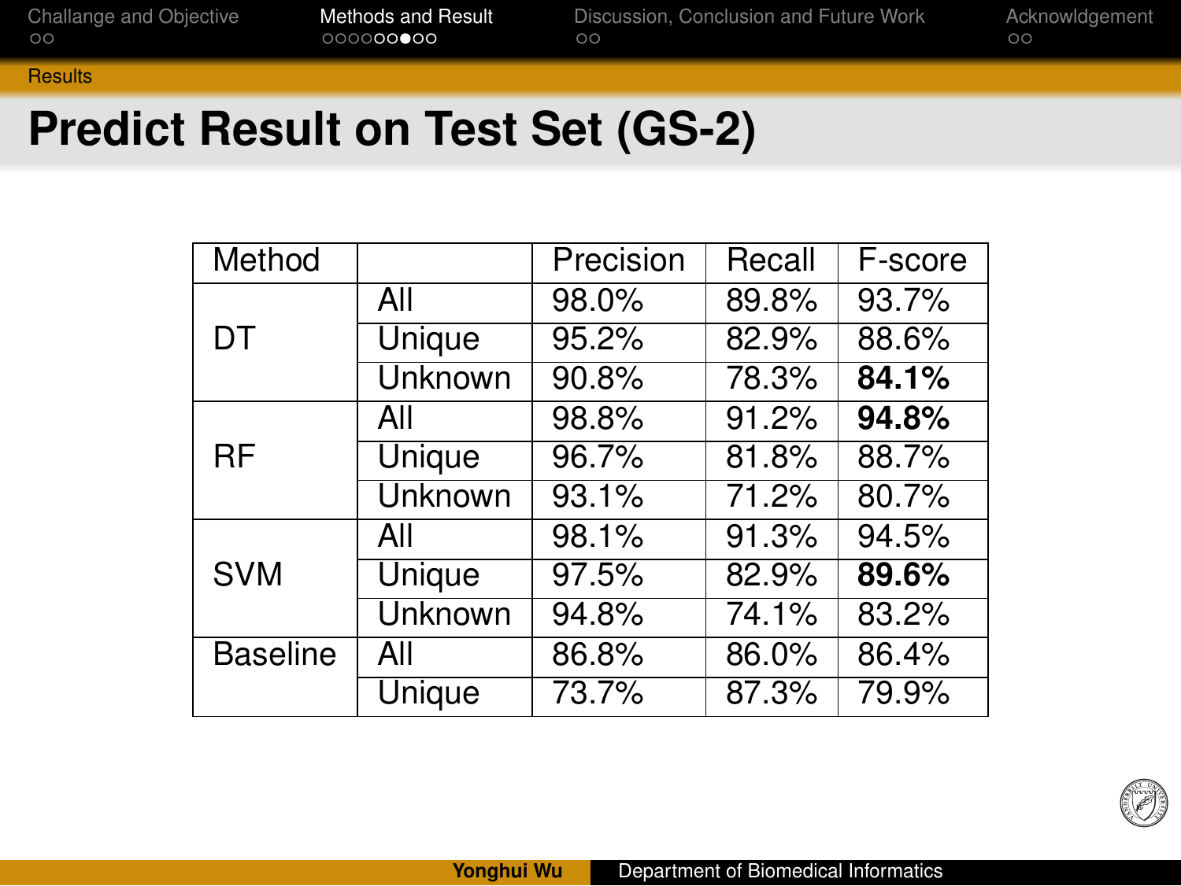# Predict Result on Test Set (GS-2)

| Method | | Precision | Recall | F-score |
|---|---|---|---|---|
| DT | All | 98.0% | 89.8% | 93.7% |
| | Unique | 95.2% | 82.9% | 88.6% |
| | Unknown | 90.8% | 78.3% | **84.1%** |
| RF | All | 98.8% | 91.2% | **94.8%** |
| | Unique | 96.7% | 81.8% | 88.7% |
| | Unknown | 93.1% | 71.2% | 80.7% |
| SVM | All | 98.1% | 91.3% | 94.5% |
| | Unique | 97.5% | 82.9% | **89.6%** |
| | Unknown | 94.8% | 74.1% | 83.2% |
| Baseline | All | 86.8% | 86.0% | 86.4% |
| | Unique | 73.7% | 87.3% | 79.9% |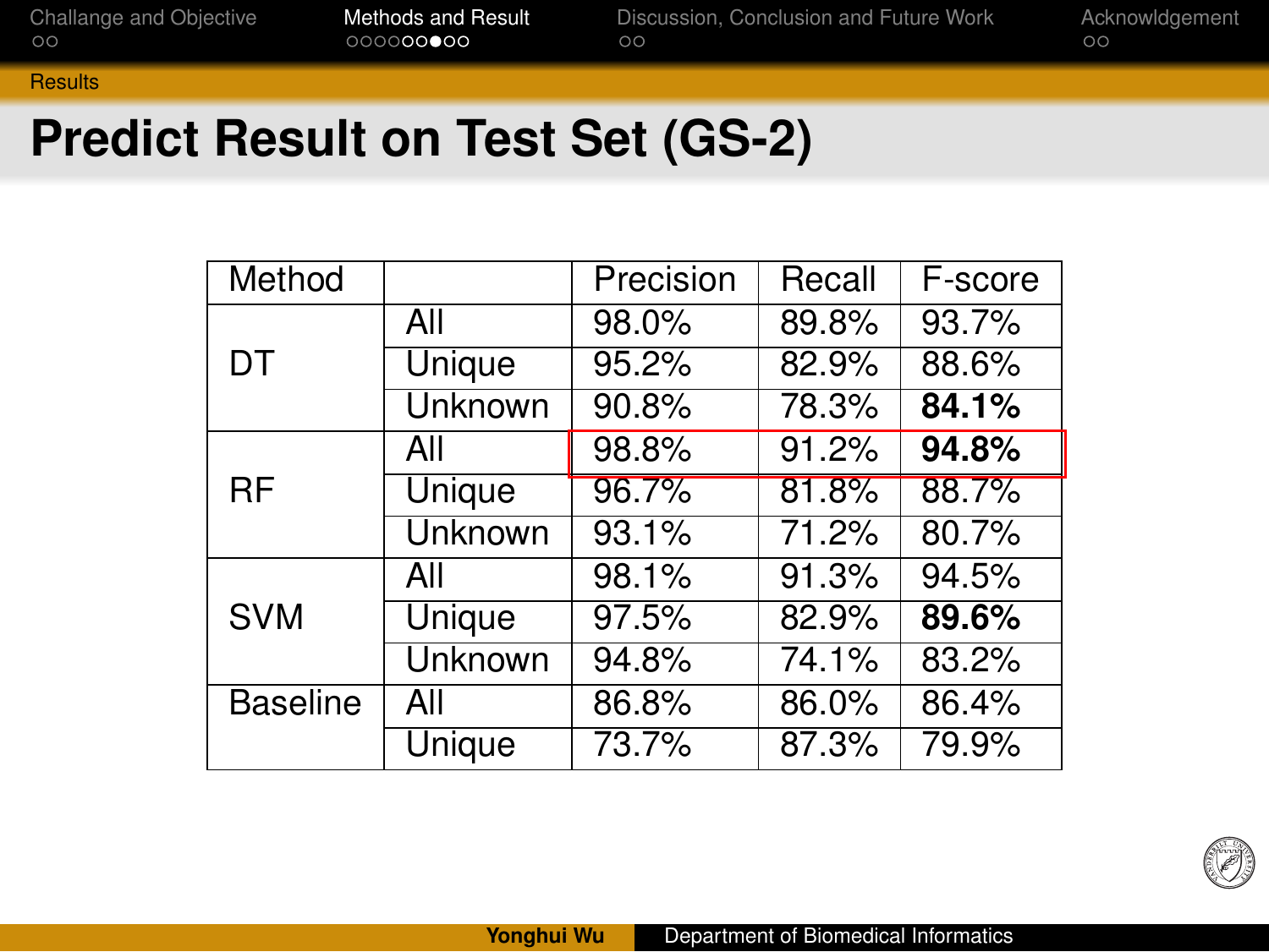# Predict Result on Test Set (GS-2)

| Method | | Precision | Recall | F-score |
|---|---|---|---|---|
| DT | All | 98.0% | 89.8% | 93.7% |
| | Unique | 95.2% | 82.9% | 88.6% |
| | Unknown | 90.8% | 78.3% | **84.1%** |
| RF | All | 98.8% | 91.2% | **94.8%** |
| | Unique | 96.7% | 81.8% | 88.7% |
| | Unknown | 93.1% | 71.2% | 80.7% |
| SVM | All | 98.1% | 91.3% | 94.5% |
| | Unique | 97.5% | 82.9% | **89.6%** |
| | Unknown | 94.8% | 74.1% | 83.2% |
| Baseline | All | 86.8% | 86.0% | 86.4% |
| | Unique | 73.7% | 87.3% | 79.9% |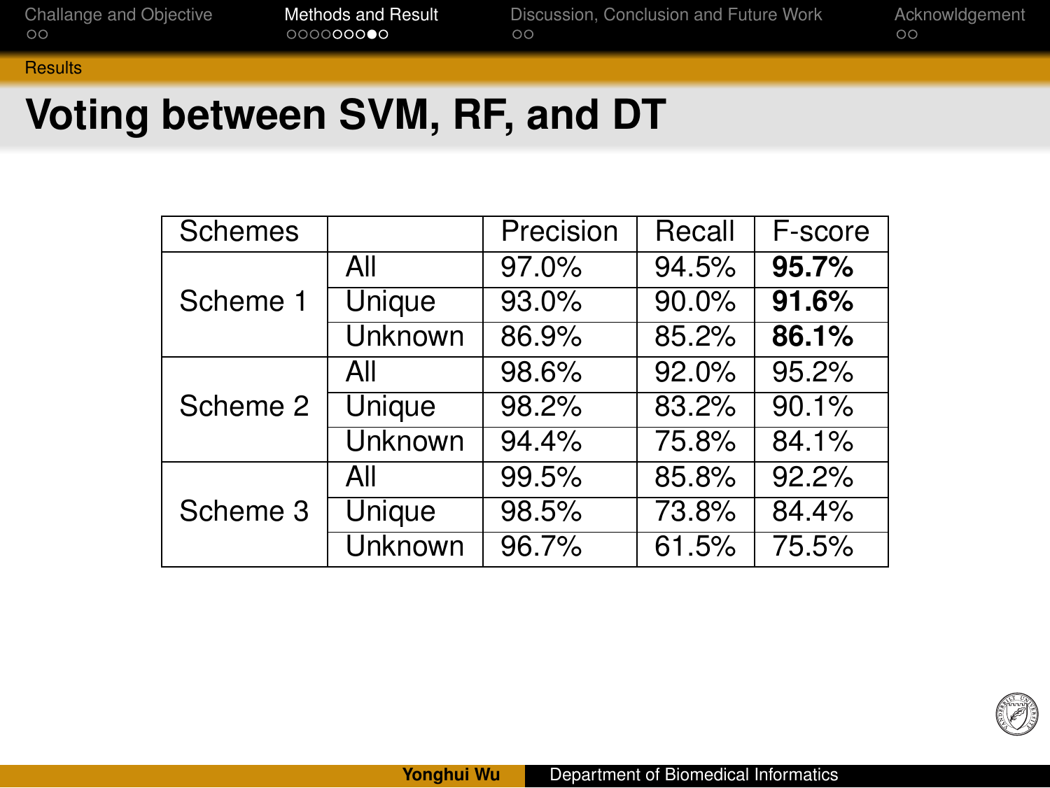## Voting between SVM, RF, and DT

| Schemes | | Precision | Recall | F-score |
|---|---|---|---|---|
| Scheme 1 | All | 97.0% | 94.5% | **95.7%** |
| | Unique | 93.0% | 90.0% | **91.6%** |
| | Unknown | 86.9% | 85.2% | **86.1%** |
| Scheme 2 | All | 98.6% | 92.0% | 95.2% |
| | Unique | 98.2% | 83.2% | 90.1% |
| | Unknown | 94.4% | 75.8% | 84.1% |
| Scheme 3 | All | 99.5% | 85.8% | 92.2% |
| | Unique | 98.5% | 73.8% | 84.4% |
| | Unknown | 96.7% | 61.5% | 75.5% |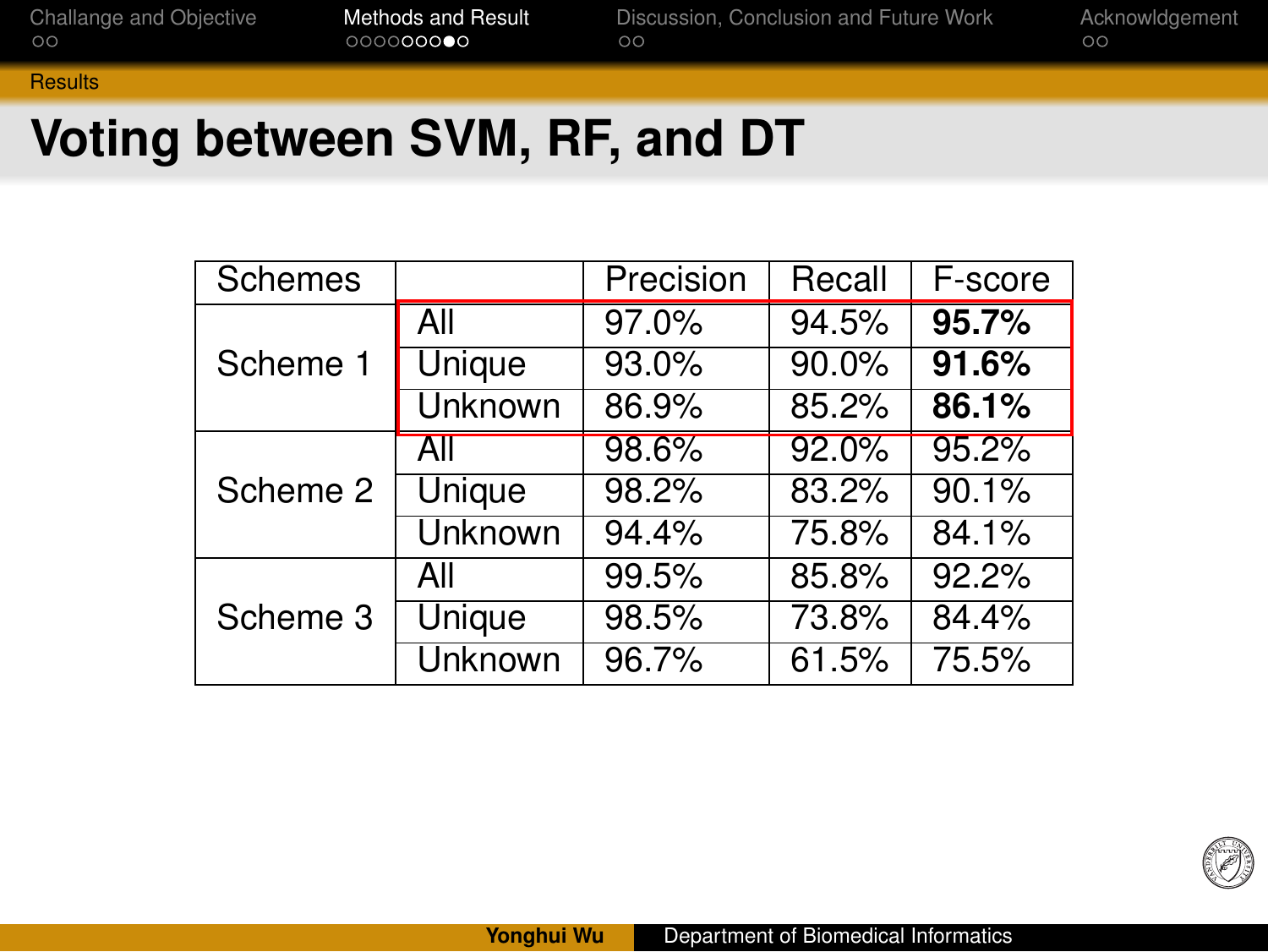# Voting between SVM, RF, and DT

| Schemes | | Precision | Recall | F-score |
|---|---|---|---|---|
| Scheme 1 | All | 97.0% | 94.5% | **95.7%** |
| | Unique | 93.0% | 90.0% | **91.6%** |
| | Unknown | 86.9% | 85.2% | **86.1%** |
| Scheme 2 | All | 98.6% | 92.0% | 95.2% |
| | Unique | 98.2% | 83.2% | 90.1% |
| | Unknown | 94.4% | 75.8% | 84.1% |
| Scheme 3 | All | 99.5% | 85.8% | 92.2% |
| | Unique | 98.5% | 73.8% | 84.4% |
| | Unknown | 96.7% | 61.5% | 75.5% |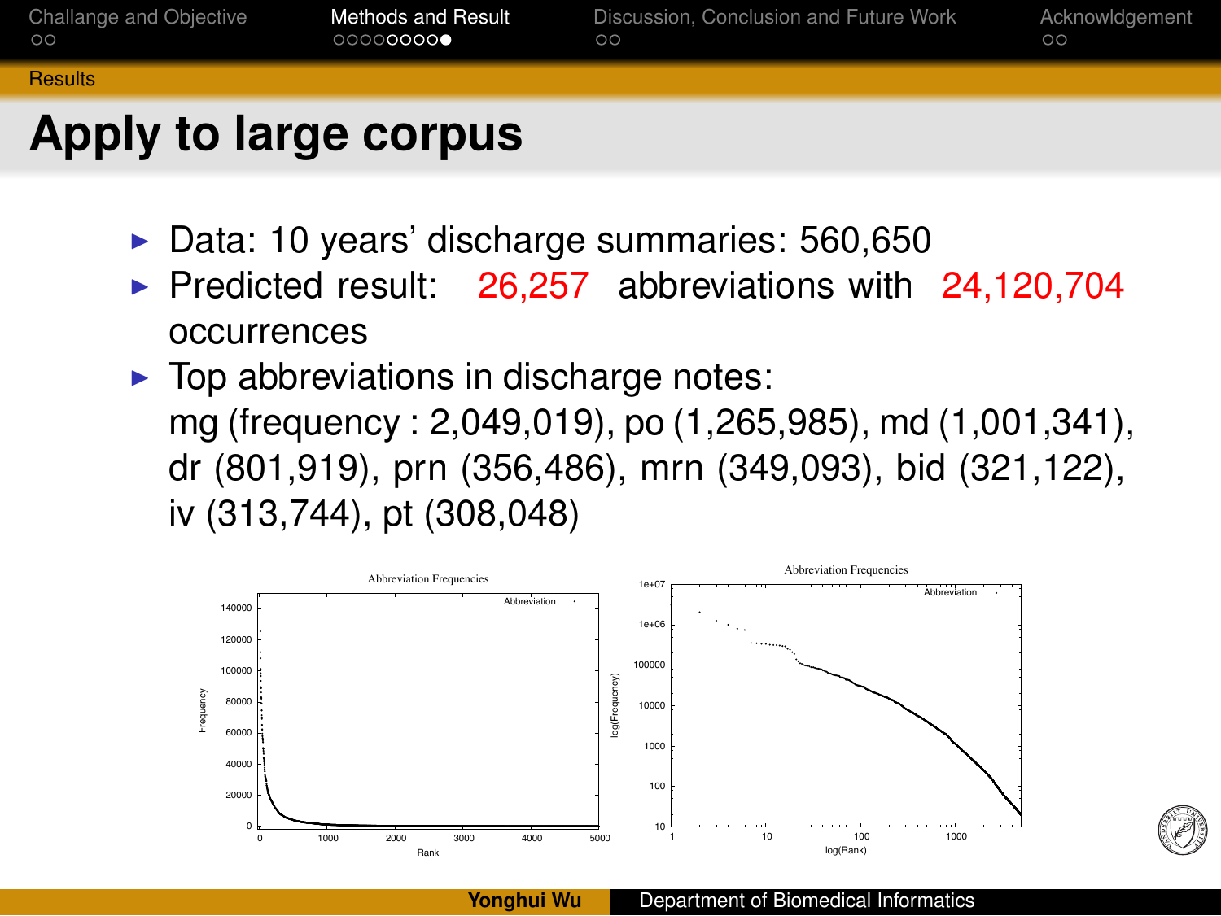# Apply to large corpus

- Data: 10 years' discharge summaries: 560,650
- Predicted result: 26,257 abbreviations with 24,120,704 occurrences
- Top abbreviations in discharge notes:
  mg (frequency : 2,049,019), po (1,265,985), md (1,001,341), dr (801,919), prn (356,486), mrn (349,093), bid (321,122), iv (313,744), pt (308,048)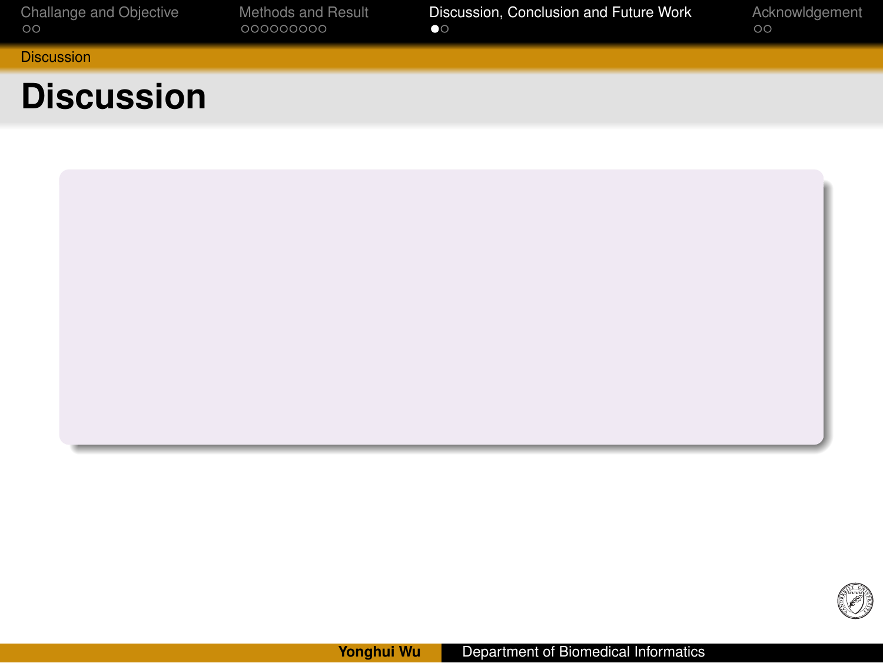# Discussion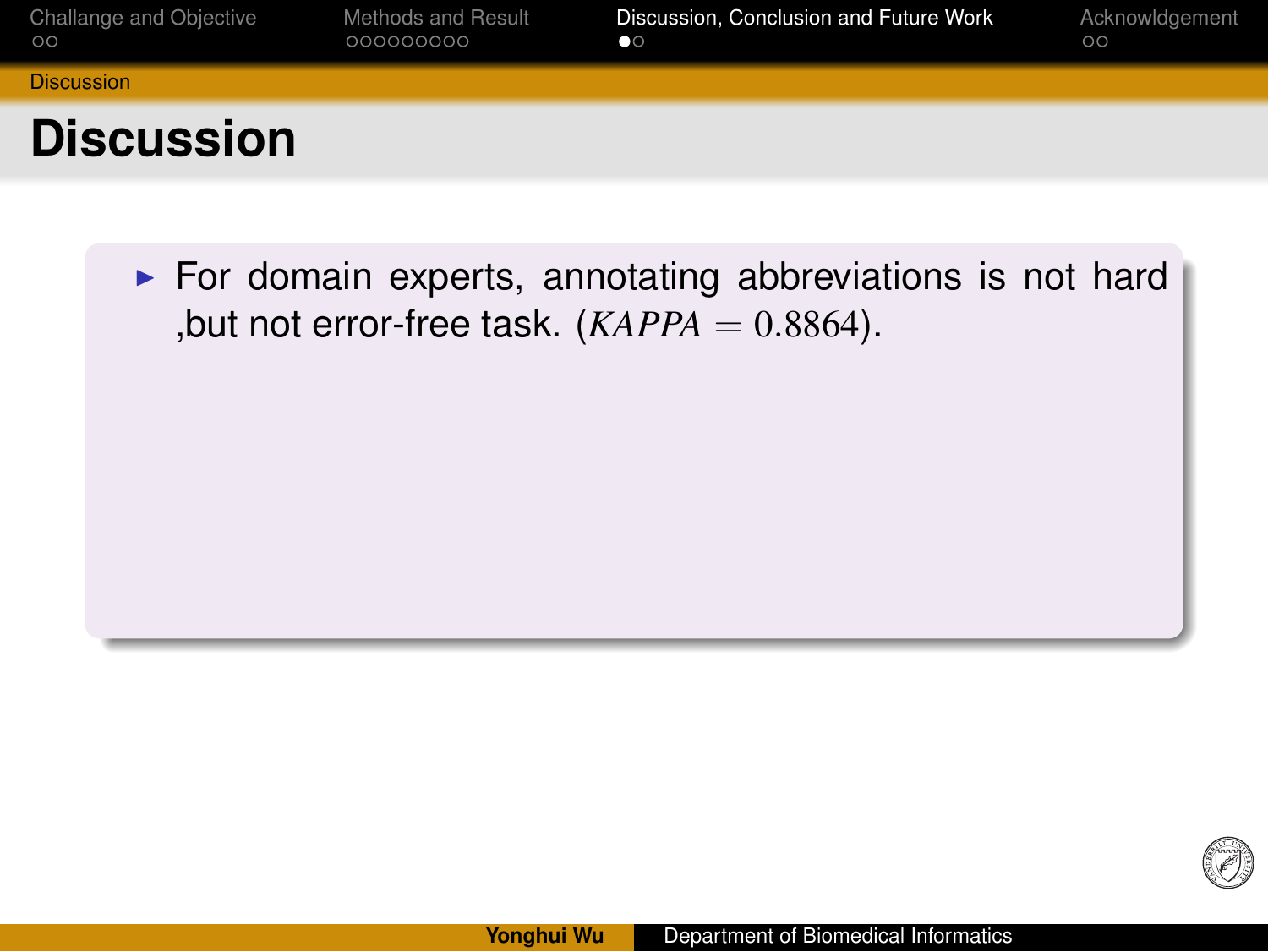# Discussion

- For domain experts, annotating abbreviations is not hard ,but not error-free task. ($KAPPA = 0.8864$).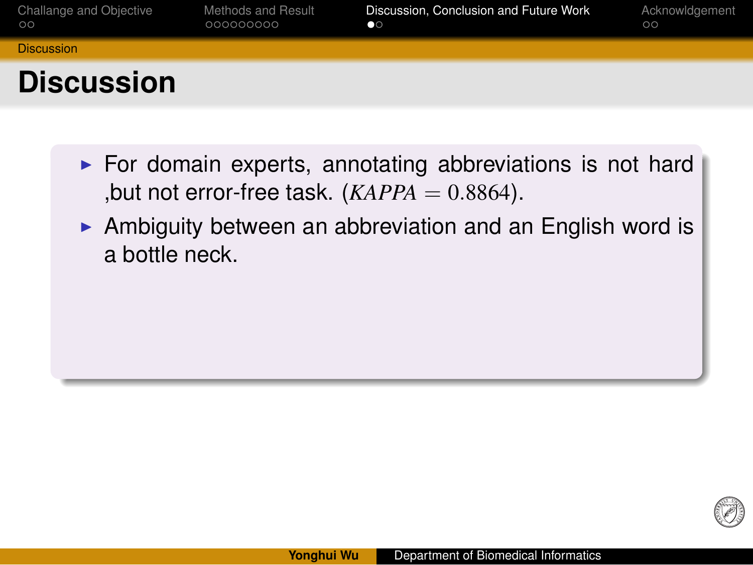# Discussion

- For domain experts, annotating abbreviations is not hard ,but not error-free task. $(KAPPA = 0.8864)$.
- Ambiguity between an abbreviation and an English word is a bottle neck.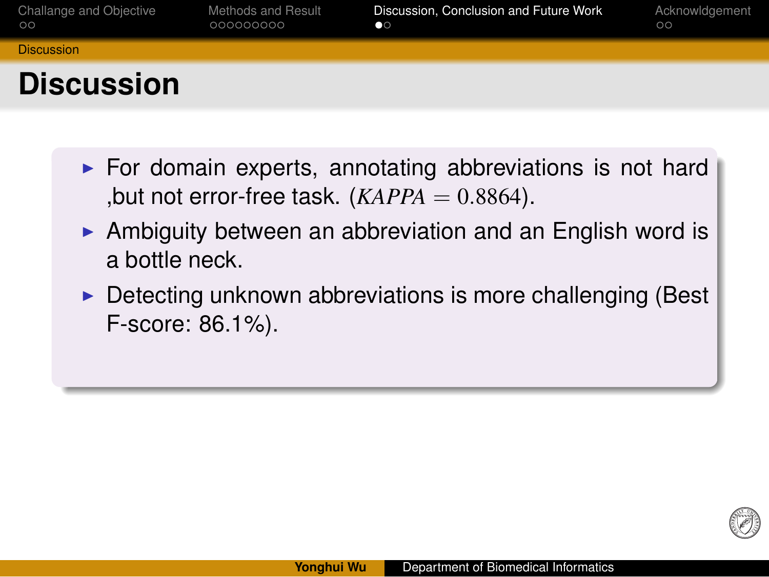# Discussion

- For domain experts, annotating abbreviations is not hard ,but not error-free task. ($KAPPA = 0.8864$).
- Ambiguity between an abbreviation and an English word is a bottle neck.
- Detecting unknown abbreviations is more challenging (Best F-score: 86.1%).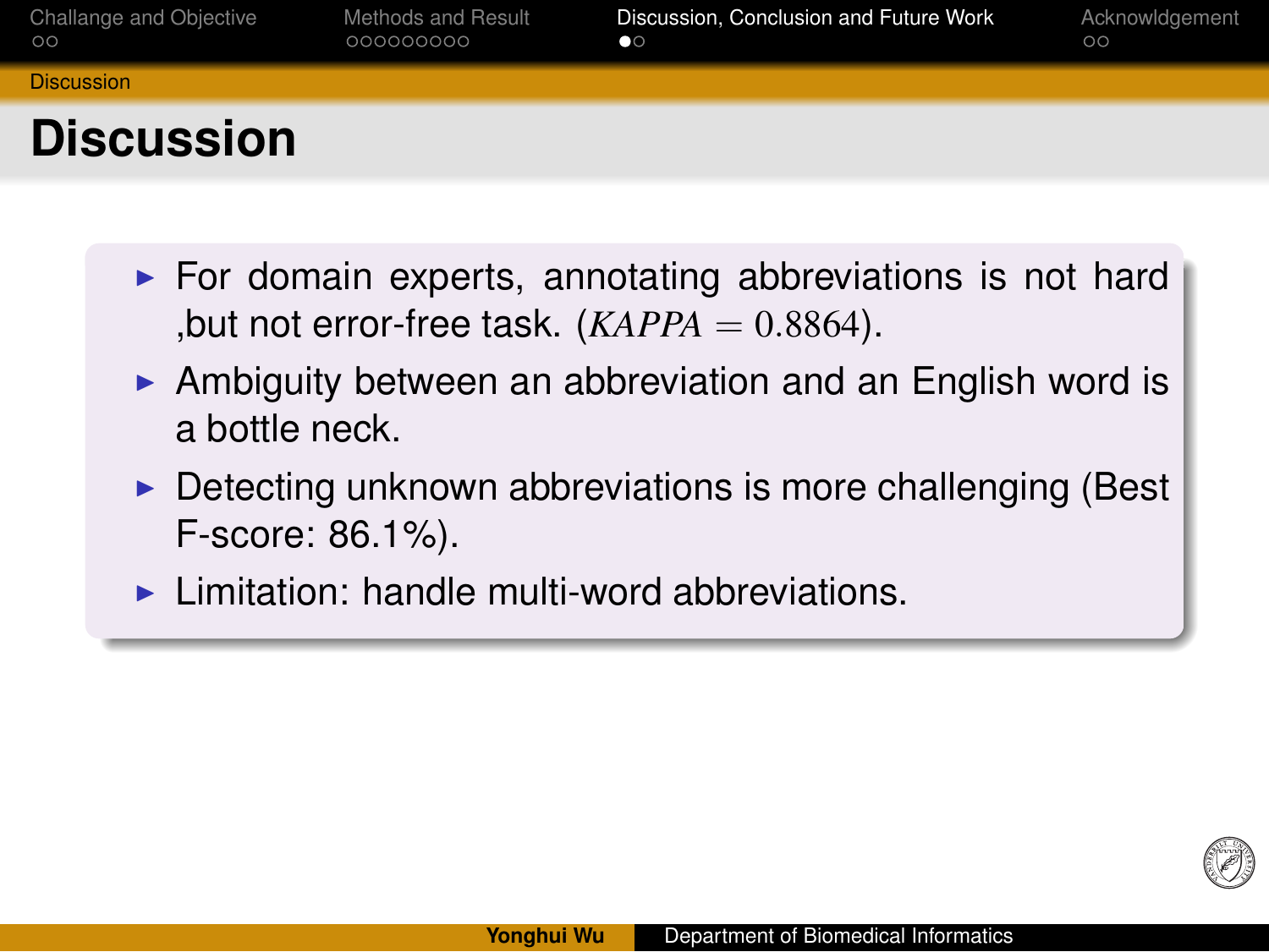# Discussion

- For domain experts, annotating abbreviations is not hard ,but not error-free task. ($KAPPA = 0.8864$).
- Ambiguity between an abbreviation and an English word is a bottle neck.
- Detecting unknown abbreviations is more challenging (Best F-score: 86.1%).
- Limitation: handle multi-word abbreviations.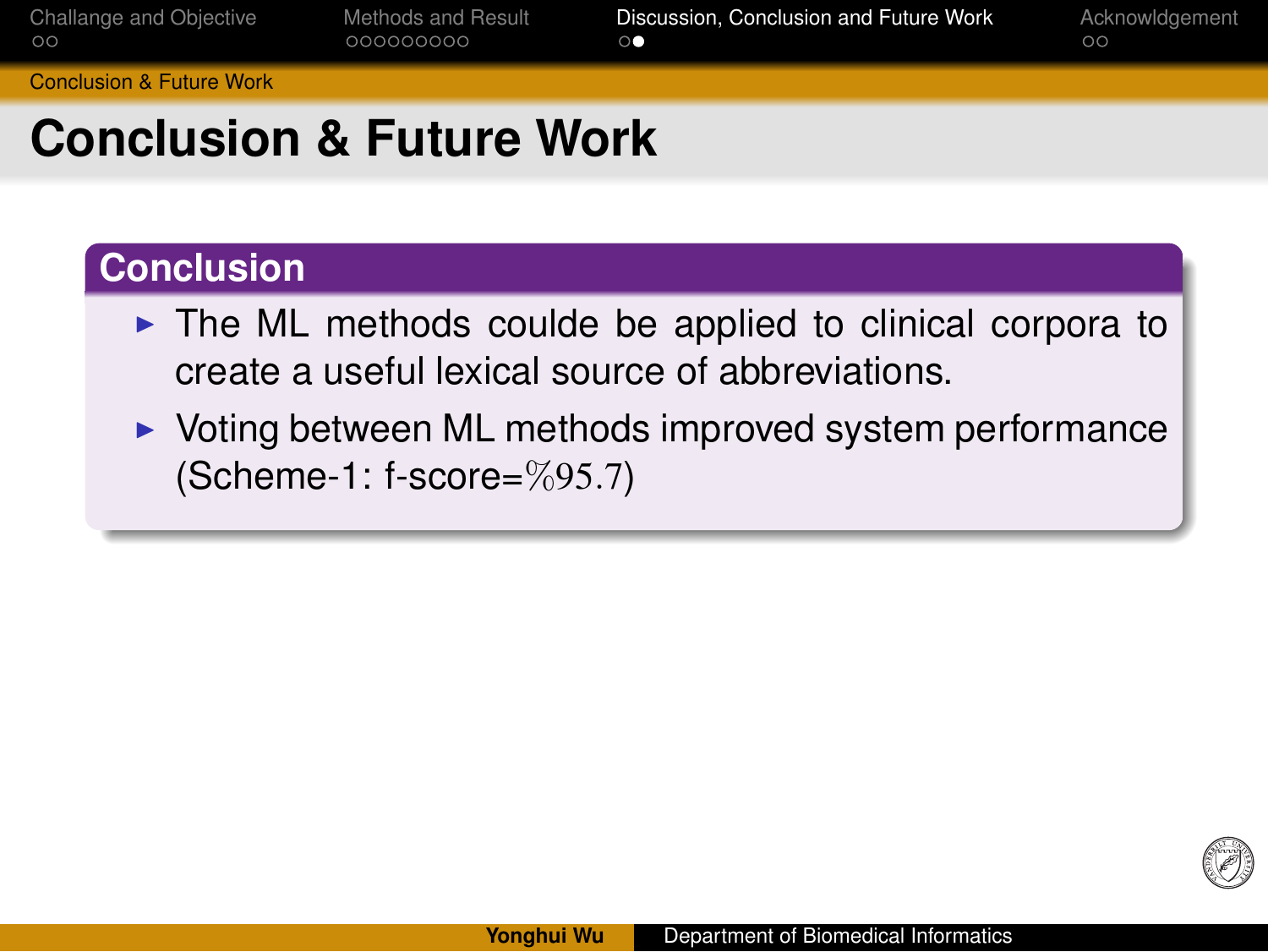# Conclusion & Future Work

## Conclusion

- The ML methods coulde be applied to clinical corpora to create a useful lexical source of abbreviations.
- Voting between ML methods improved system performance (Scheme-1: f-score=$\%95.7$)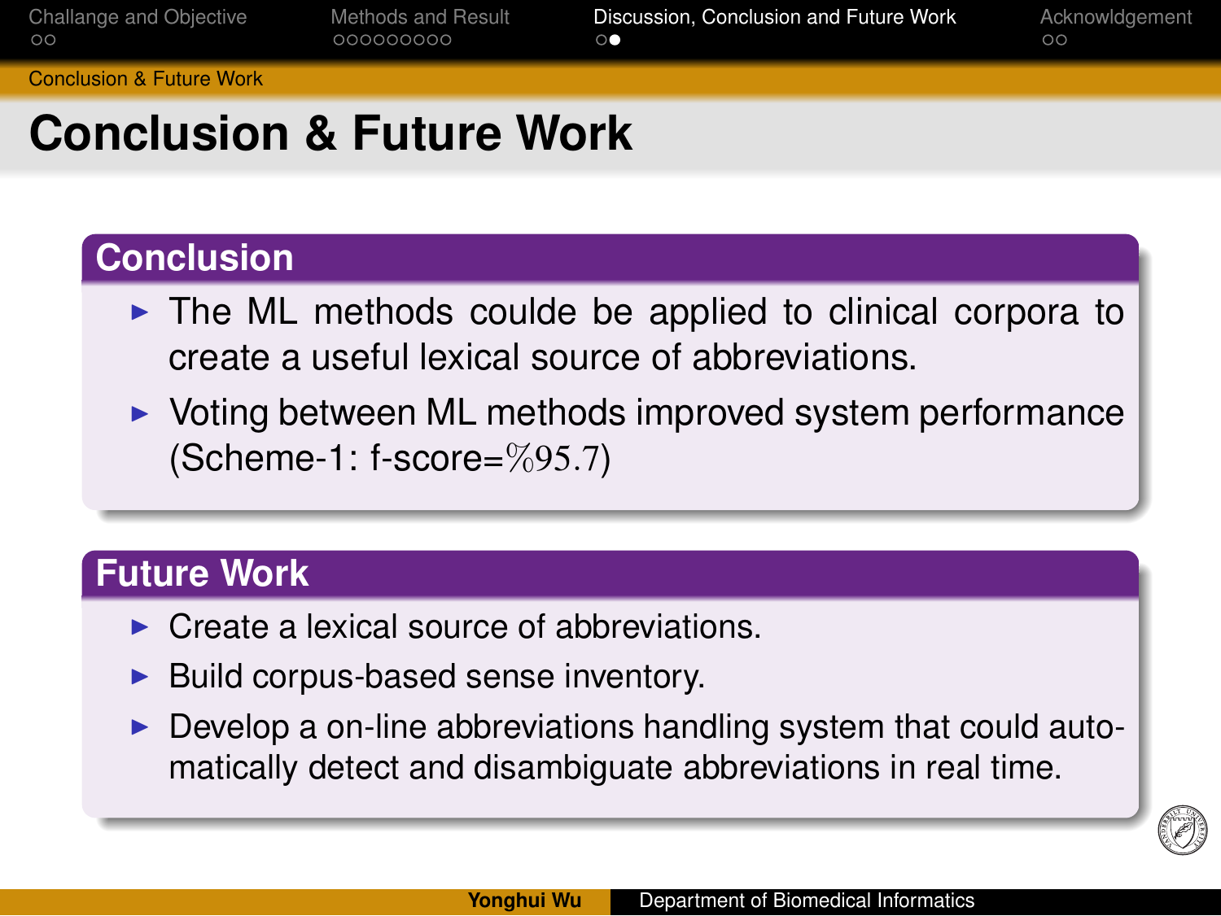# Conclusion & Future Work

## Conclusion

- The ML methods coulde be applied to clinical corpora to create a useful lexical source of abbreviations.
- Voting between ML methods improved system performance (Scheme-1: f-score=$\%95.7$)

## Future Work

- Create a lexical source of abbreviations.
- Build corpus-based sense inventory.
- Develop a on-line abbreviations handling system that could automatically detect and disambiguate abbreviations in real time.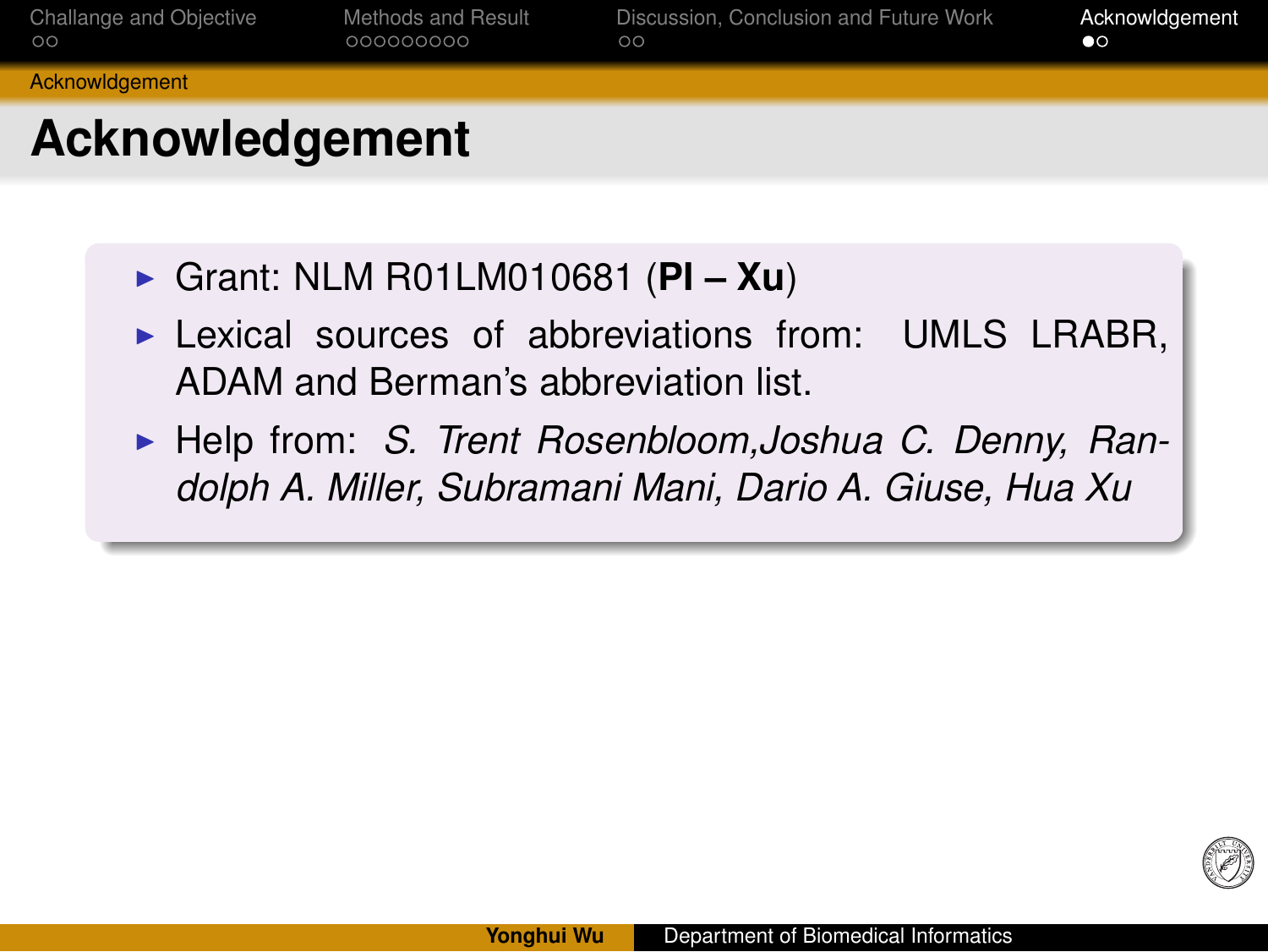# Acknowledgement

- Grant: NLM R01LM010681 (**PI – Xu**)
- Lexical sources of abbreviations from: UMLS LRABR, ADAM and Berman's abbreviation list.
- Help from: *S. Trent Rosenbloom,Joshua C. Denny, Randolph A. Miller, Subramani Mani, Dario A. Giuse, Hua Xu*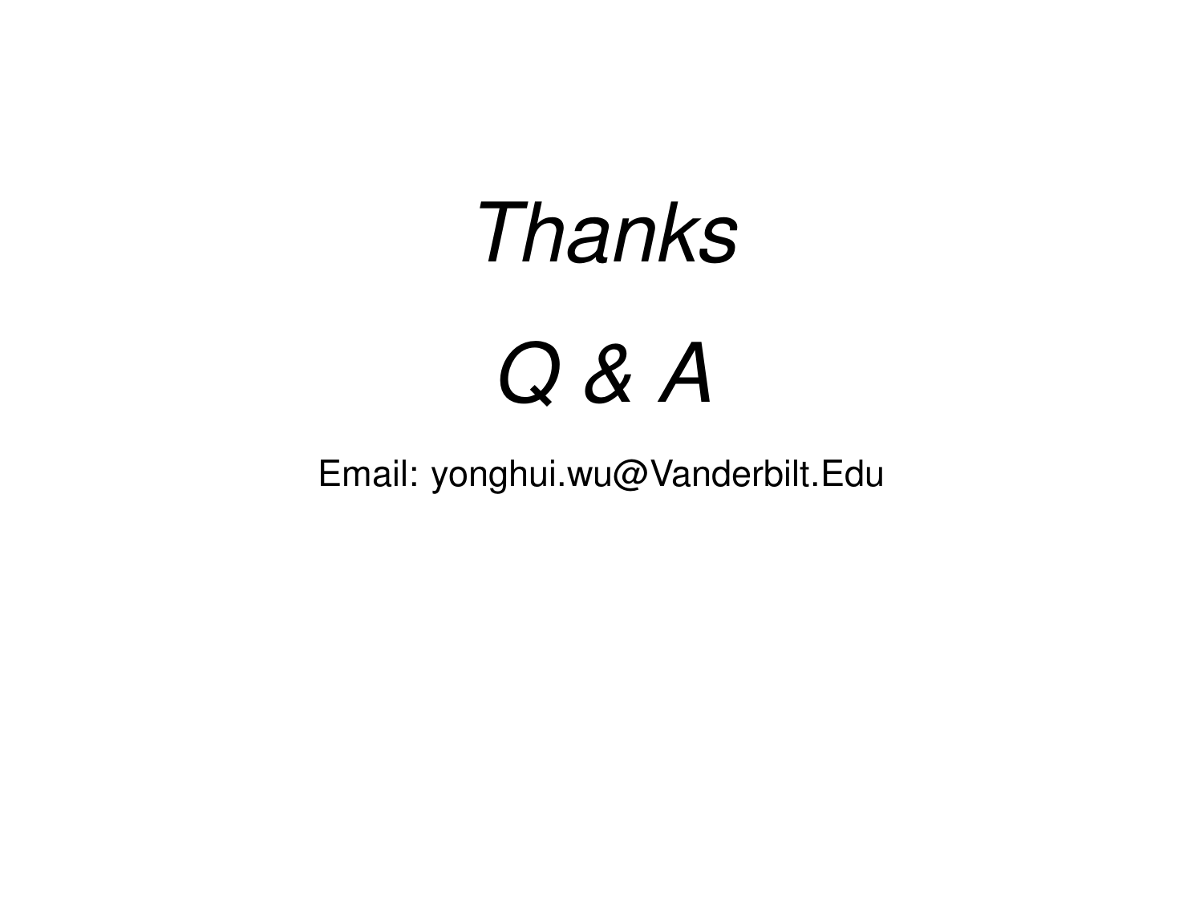# *Thanks*

# *Q & A*

Email: yonghui.wu@Vanderbilt.Edu